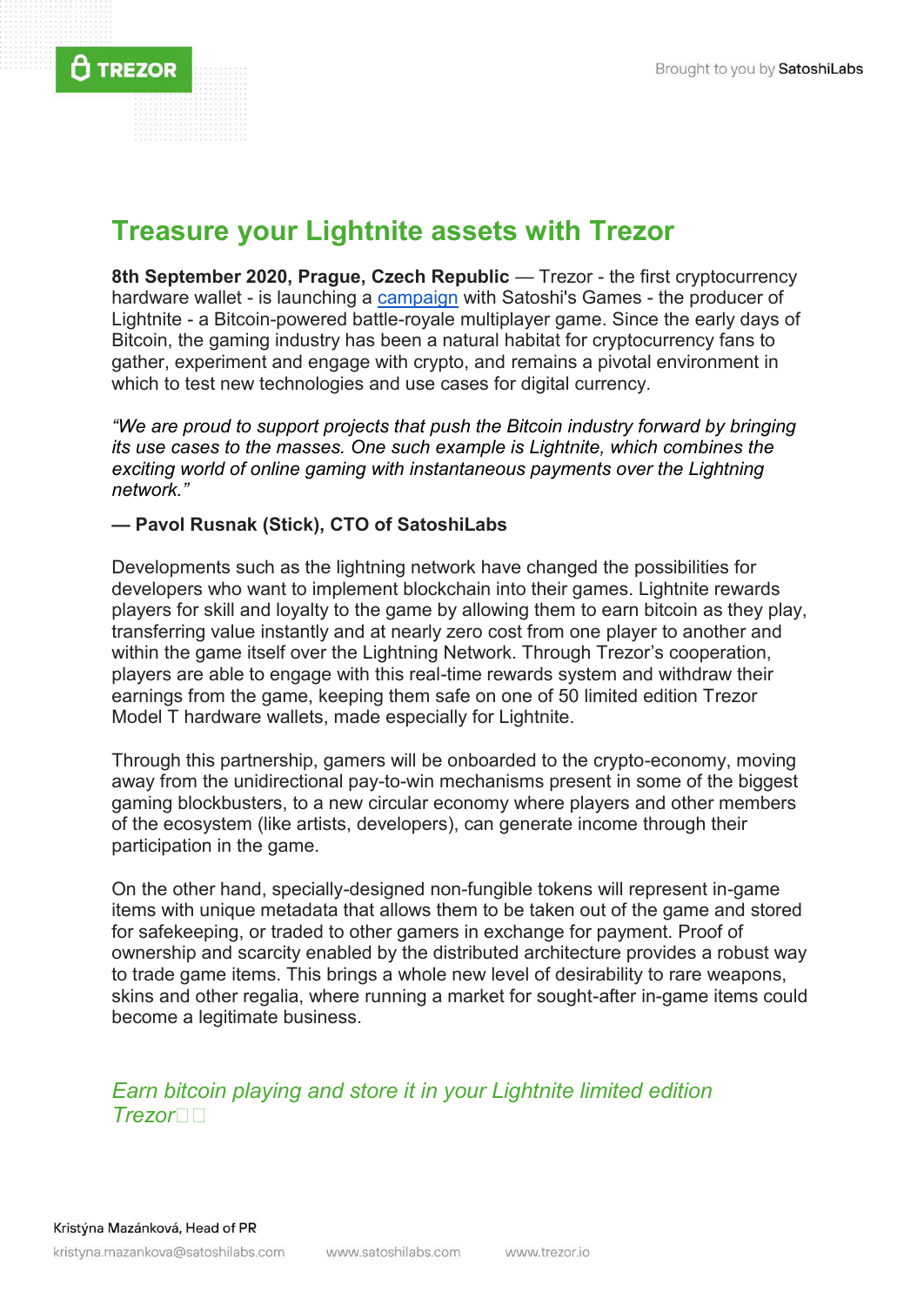# Treasure your Lightnite assets with Trezor

**8th September 2020, Prague, Czech Republic** — Trezor - the first cryptocurrency hardware wallet - is launching a campaign with Satoshi's Games - the producer of Lightnite - a Bitcoin-powered battle-royale multiplayer game. Since the early days of Bitcoin, the gaming industry has been a natural habitat for cryptocurrency fans to gather, experiment and engage with crypto, and remains a pivotal environment in which to test new technologies and use cases for digital currency.

*"We are proud to support projects that push the Bitcoin industry forward by bringing its use cases to the masses. One such example is Lightnite, which combines the exciting world of online gaming with instantaneous payments over the Lightning network."*

**— Pavol Rusnak (Stick), CTO of SatoshiLabs**

Developments such as the lightning network have changed the possibilities for developers who want to implement blockchain into their games. Lightnite rewards players for skill and loyalty to the game by allowing them to earn bitcoin as they play, transferring value instantly and at nearly zero cost from one player to another and within the game itself over the Lightning Network. Through Trezor's cooperation, players are able to engage with this real-time rewards system and withdraw their earnings from the game, keeping them safe on one of 50 limited edition Trezor Model T hardware wallets, made especially for Lightnite.

Through this partnership, gamers will be onboarded to the crypto-economy, moving away from the unidirectional pay-to-win mechanisms present in some of the biggest gaming blockbusters, to a new circular economy where players and other members of the ecosystem (like artists, developers), can generate income through their participation in the game.

On the other hand, specially-designed non-fungible tokens will represent in-game items with unique metadata that allows them to be taken out of the game and stored for safekeeping, or traded to other gamers in exchange for payment. Proof of ownership and scarcity enabled by the distributed architecture provides a robust way to trade game items. This brings a whole new level of desirability to rare weapons, skins and other regalia, where running a market for sought-after in-game items could become a legitimate business.

*Earn bitcoin playing and store it in your Lightnite limited edition Trezor*

Kristýna Mazánková, Head of PR
kristyna.mazankova@satoshilabs.com www.satoshilabs.com www.trezor.io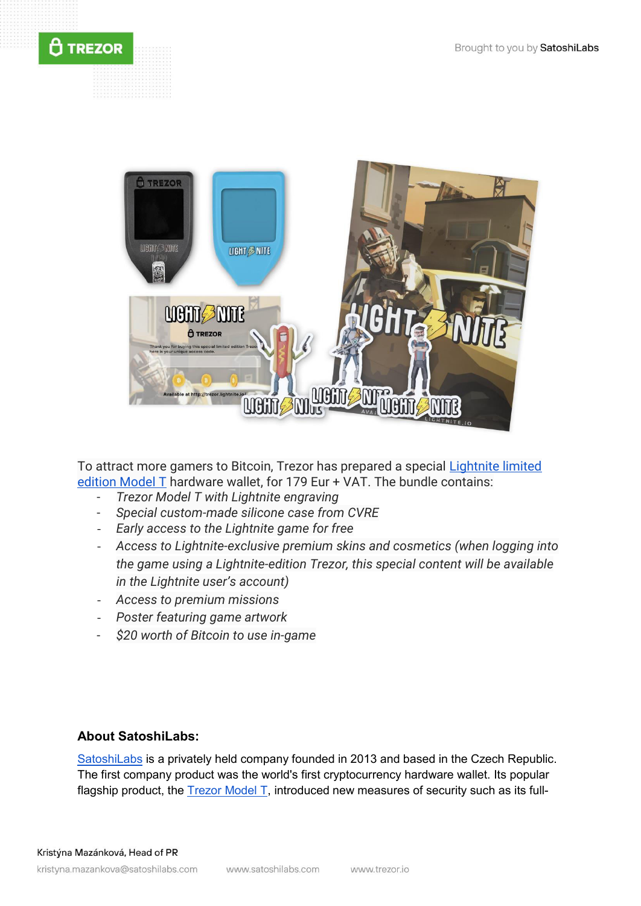To attract more gamers to Bitcoin, Trezor has prepared a special [Lightnite limited edition Model T]() hardware wallet, for 179 Eur + VAT. The bundle contains:

- *Trezor Model T with Lightnite engraving*
- *Special custom-made silicone case from CVRE*
- *Early access to the Lightnite game for free*
- *Access to Lightnite-exclusive premium skins and cosmetics (when logging into the game using a Lightnite-edition Trezor, this special content will be available in the Lightnite user's account)*
- *Access to premium missions*
- *Poster featuring game artwork*
- *$20 worth of Bitcoin to use in-game*

**About SatoshiLabs:**

[SatoshiLabs]() is a privately held company founded in 2013 and based in the Czech Republic. The first company product was the world's first cryptocurrency hardware wallet. Its popular flagship product, the [Trezor Model T](), introduced new measures of security such as its full-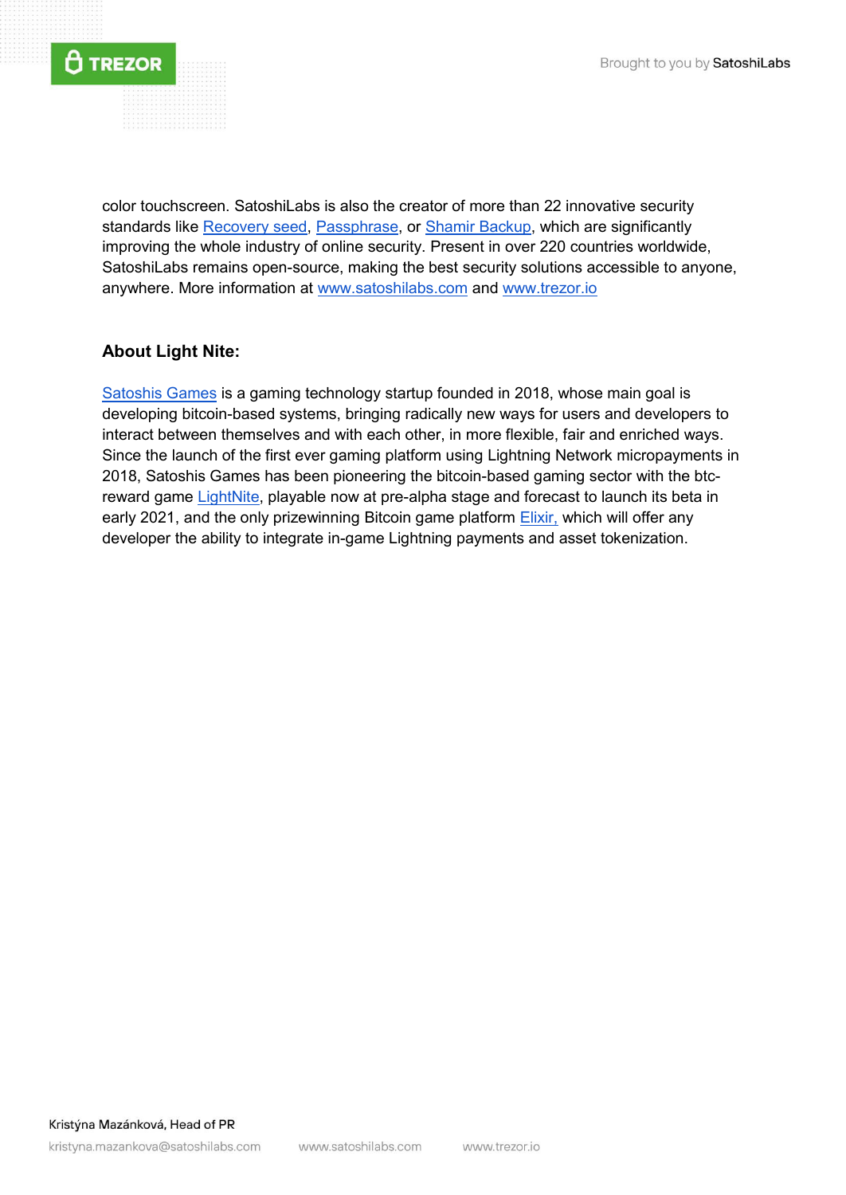color touchscreen. SatoshiLabs is also the creator of more than 22 innovative security standards like Recovery seed, Passphrase, or Shamir Backup, which are significantly improving the whole industry of online security. Present in over 220 countries worldwide, SatoshiLabs remains open-source, making the best security solutions accessible to anyone, anywhere. More information at www.satoshilabs.com and www.trezor.io

### About Light Nite:

Satoshis Games is a gaming technology startup founded in 2018, whose main goal is developing bitcoin-based systems, bringing radically new ways for users and developers to interact between themselves and with each other, in more flexible, fair and enriched ways. Since the launch of the first ever gaming platform using Lightning Network micropayments in 2018, Satoshis Games has been pioneering the bitcoin-based gaming sector with the btc-reward game LightNite, playable now at pre-alpha stage and forecast to launch its beta in early 2021, and the only prizewinning Bitcoin game platform Elixir, which will offer any developer the ability to integrate in-game Lightning payments and asset tokenization.